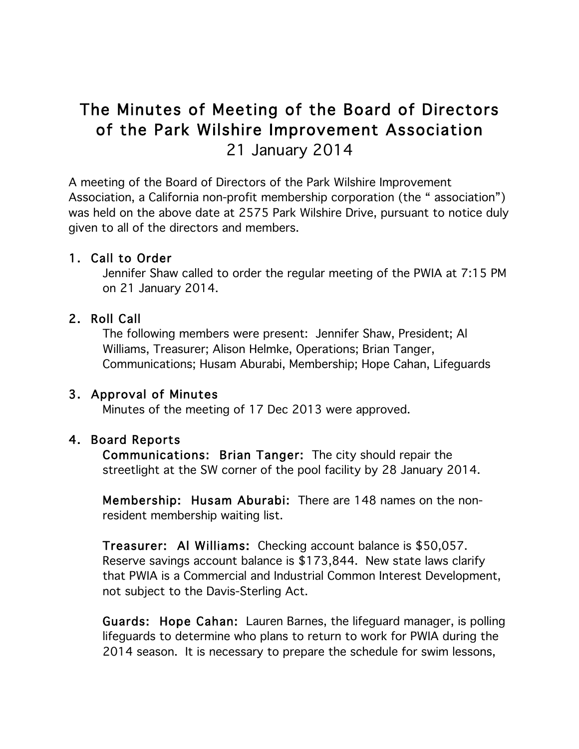# The Minutes of Meeting of the Board of Directors of the Park Wilshire Improvement Association

## 21 January 2014

A meeting of the Board of Directors of the Park Wilshire Improvement Association, a California non-profit membership corporation (the " association") was held on the above date at 2575 Park Wilshire Drive, pursuant to notice duly given to all of the directors and members.

### 1. Call to Order

Jennifer Shaw called to order the regular meeting of the PWIA at 7:15 PM on 21 January 2014.

### 2. Roll Call

The following members were present: Jennifer Shaw, President; Al Williams, Treasurer; Alison Helmke, Operations; Brian Tanger, Communications; Husam Aburabi, Membership; Hope Cahan, Lifeguards

### 3. Approval of Minutes

Minutes of the meeting of 17 Dec 2013 were approved.

### 4. Board Reports

**Communications: Brian Tanger:** The city should repair the streetlight at the SW corner of the pool facility by 28 January 2014.

**Membership: Husam Aburabi:** There are 148 names on the non-resident membership waiting list.

**Treasurer: Al Williams:** Checking account balance is $50,057. Reserve savings account balance is $173,844. New state laws clarify that PWIA is a Commercial and Industrial Common Interest Development, not subject to the Davis-Sterling Act.

**Guards: Hope Cahan:** Lauren Barnes, the lifeguard manager, is polling lifeguards to determine who plans to return to work for PWIA during the 2014 season. It is necessary to prepare the schedule for swim lessons,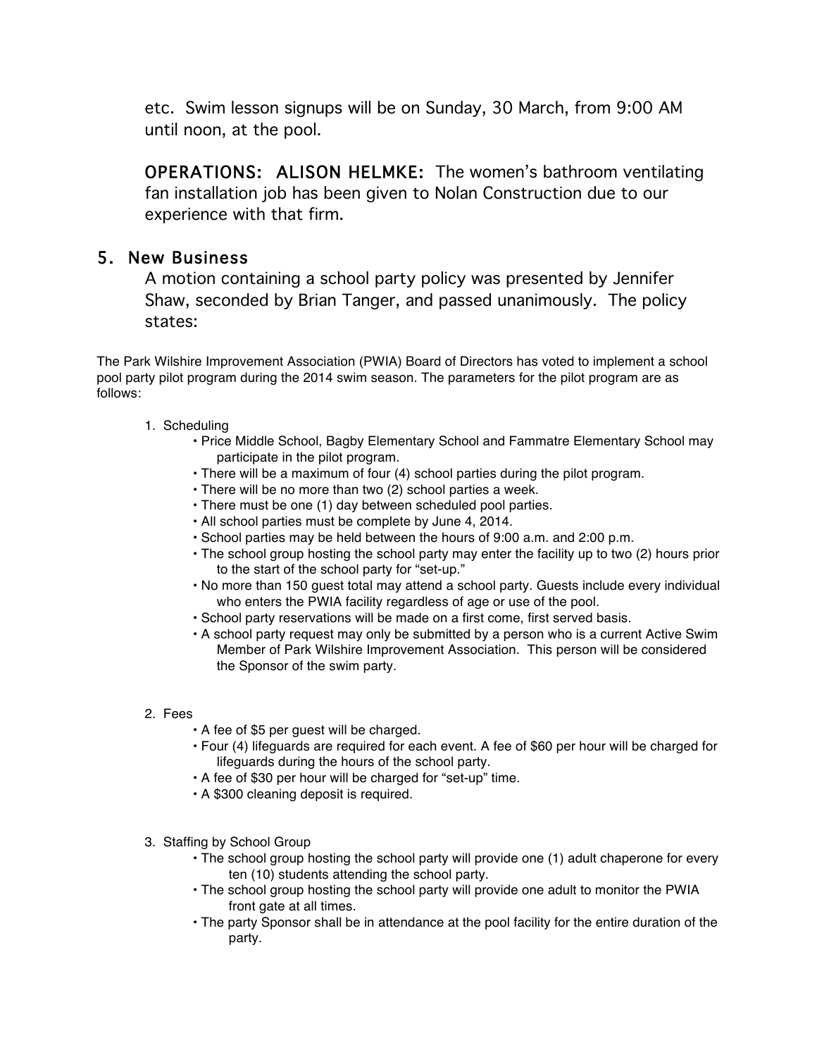etc. Swim lesson signups will be on Sunday, 30 March, from 9:00 AM until noon, at the pool.

**OPERATIONS: ALISON HELMKE:** The women's bathroom ventilating fan installation job has been given to Nolan Construction due to our experience with that firm.

## 5. New Business

A motion containing a school party policy was presented by Jennifer Shaw, seconded by Brian Tanger, and passed unanimously. The policy states:

The Park Wilshire Improvement Association (PWIA) Board of Directors has voted to implement a school pool party pilot program during the 2014 swim season. The parameters for the pilot program are as follows:

1. Scheduling
   - Price Middle School, Bagby Elementary School and Fammatre Elementary School may participate in the pilot program.
   - There will be a maximum of four (4) school parties during the pilot program.
   - There will be no more than two (2) school parties a week.
   - There must be one (1) day between scheduled pool parties.
   - All school parties must be complete by June 4, 2014.
   - School parties may be held between the hours of 9:00 a.m. and 2:00 p.m.
   - The school group hosting the school party may enter the facility up to two (2) hours prior to the start of the school party for "set-up."
   - No more than 150 guest total may attend a school party. Guests include every individual who enters the PWIA facility regardless of age or use of the pool.
   - School party reservations will be made on a first come, first served basis.
   - A school party request may only be submitted by a person who is a current Active Swim Member of Park Wilshire Improvement Association. This person will be considered the Sponsor of the swim party.

2. Fees
   - A fee of $5 per guest will be charged.
   - Four (4) lifeguards are required for each event. A fee of $60 per hour will be charged for lifeguards during the hours of the school party.
   - A fee of $30 per hour will be charged for "set-up" time.
   - A $300 cleaning deposit is required.

3. Staffing by School Group
   - The school group hosting the school party will provide one (1) adult chaperone for every ten (10) students attending the school party.
   - The school group hosting the school party will provide one adult to monitor the PWIA front gate at all times.
   - The party Sponsor shall be in attendance at the pool facility for the entire duration of the party.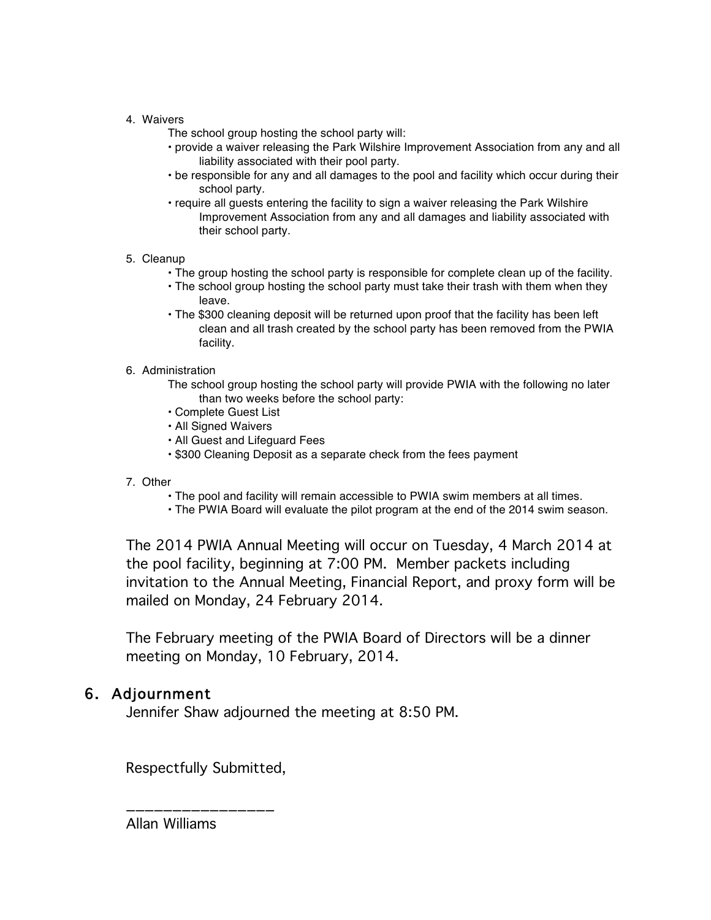4. Waivers

   The school group hosting the school party will:
   - provide a waiver releasing the Park Wilshire Improvement Association from any and all liability associated with their pool party.
   - be responsible for any and all damages to the pool and facility which occur during their school party.
   - require all guests entering the facility to sign a waiver releasing the Park Wilshire Improvement Association from any and all damages and liability associated with their school party.

5. Cleanup
   - The group hosting the school party is responsible for complete clean up of the facility.
   - The school group hosting the school party must take their trash with them when they leave.
   - The $300 cleaning deposit will be returned upon proof that the facility has been left clean and all trash created by the school party has been removed from the PWIA facility.

6. Administration

   The school group hosting the school party will provide PWIA with the following no later than two weeks before the school party:
   - Complete Guest List
   - All Signed Waivers
   - All Guest and Lifeguard Fees
   - $300 Cleaning Deposit as a separate check from the fees payment

7. Other
   - The pool and facility will remain accessible to PWIA swim members at all times.
   - The PWIA Board will evaluate the pilot program at the end of the 2014 swim season.

The 2014 PWIA Annual Meeting will occur on Tuesday, 4 March 2014 at the pool facility, beginning at 7:00 PM. Member packets including invitation to the Annual Meeting, Financial Report, and proxy form will be mailed on Monday, 24 February 2014.

The February meeting of the PWIA Board of Directors will be a dinner meeting on Monday, 10 February, 2014.

## 6. Adjournment

Jennifer Shaw adjourned the meeting at 8:50 PM.

Respectfully Submitted,

_________________

Allan Williams